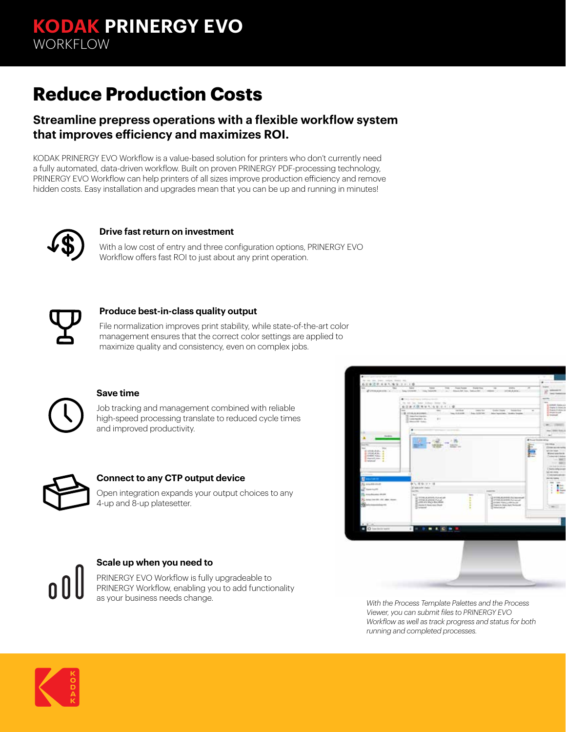# KODAK PRINERGY EVO

WORKFLOW

## Reduce Production Costs

### Streamline prepress operations with a flexible workflow system that improves efficiency and maximizes ROI.

KODAK PRINERGY EVO Workflow is a value-based solution for printers who don't currently need a fully automated, data-driven workflow. Built on proven PRINERGY PDF-processing technology, PRINERGY EVO Workflow can help printers of all sizes improve production efficiency and remove hidden costs. Easy installation and upgrades mean that you can be up and running in minutes!

**Drive fast return on investment**

With a low cost of entry and three configuration options, PRINERGY EVO Workflow offers fast ROI to just about any print operation.

**Produce best-in-class quality output**

File normalization improves print stability, while state-of-the-art color management ensures that the correct color settings are applied to maximize quality and consistency, even on complex jobs.

**Save time**

Job tracking and management combined with reliable high-speed processing translate to reduced cycle times and improved productivity.

**Connect to any CTP output device**

Open integration expands your output choices to any 4-up and 8-up platesetter.

**Scale up when you need to**

PRINERGY EVO Workflow is fully upgradeable to PRINERGY Workflow, enabling you to add functionality as your business needs change.

*With the Process Template Palettes and the Process Viewer, you can submit files to PRINERGY EVO Workflow as well as track progress and status for both running and completed processes.*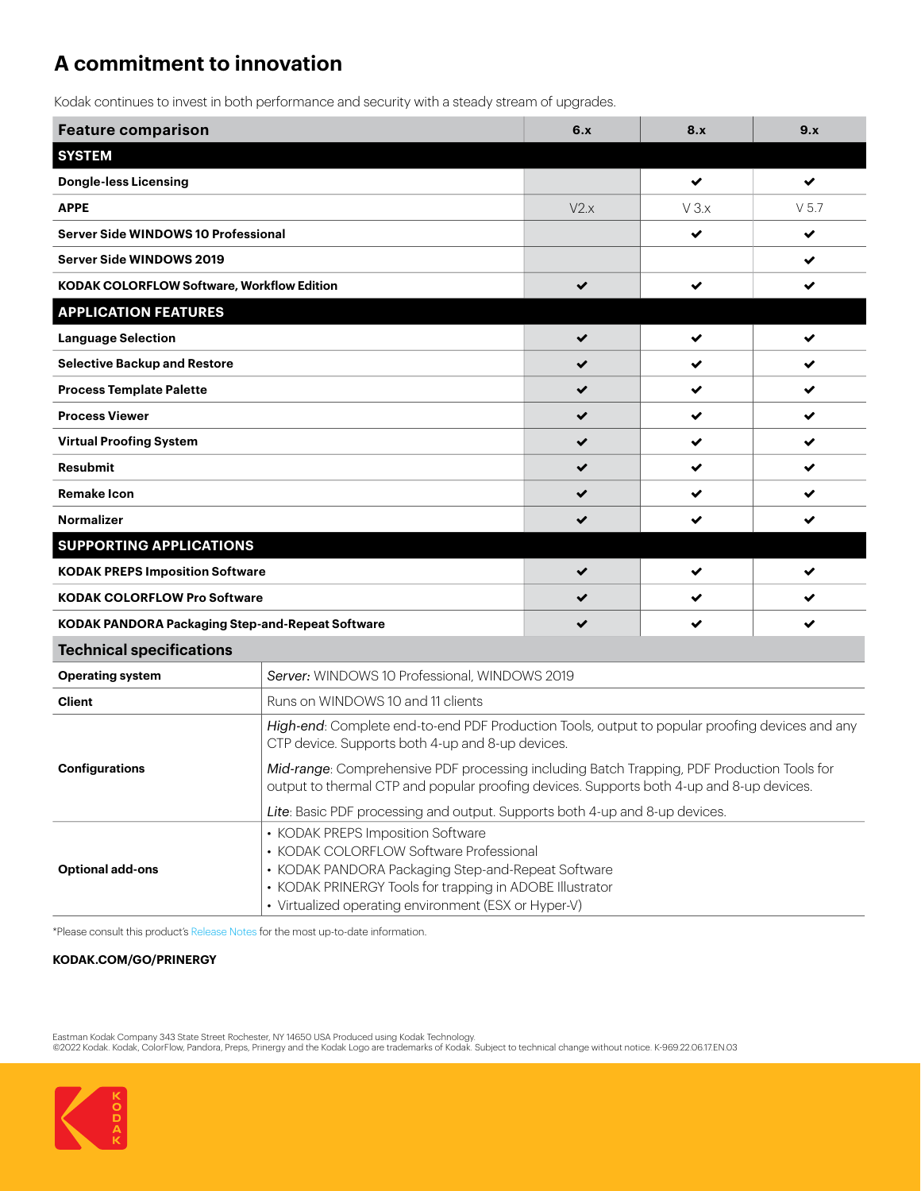## A commitment to innovation

Kodak continues to invest in both performance and security with a steady stream of upgrades.

| Feature comparison | 6.x | 8.x | 9.x |
|---|---|---|---|
| **SYSTEM** | | | |
| Dongle-less Licensing | | ✔ | ✔ |
| APPE | V2.x | V 3.x | V 5.7 |
| Server Side WINDOWS 10 Professional | | ✔ | ✔ |
| Server Side WINDOWS 2019 | | | ✔ |
| KODAK COLORFLOW Software, Workflow Edition | ✔ | ✔ | ✔ |
| **APPLICATION FEATURES** | | | |
| Language Selection | ✔ | ✔ | ✔ |
| Selective Backup and Restore | ✔ | ✔ | ✔ |
| Process Template Palette | ✔ | ✔ | ✔ |
| Process Viewer | ✔ | ✔ | ✔ |
| Virtual Proofing System | ✔ | ✔ | ✔ |
| Resubmit | ✔ | ✔ | ✔ |
| Remake Icon | ✔ | ✔ | ✔ |
| Normalizer | ✔ | ✔ | ✔ |
| **SUPPORTING APPLICATIONS** | | | |
| KODAK PREPS Imposition Software | ✔ | ✔ | ✔ |
| KODAK COLORFLOW Pro Software | ✔ | ✔ | ✔ |
| KODAK PANDORA Packaging Step-and-Repeat Software | ✔ | ✔ | ✔ |

### Technical specifications

| | |
|---|---|
| **Operating system** | *Server:* WINDOWS 10 Professional, WINDOWS 2019 |
| **Client** | Runs on WINDOWS 10 and 11 clients |
| **Configurations** | *High-end*: Complete end-to-end PDF Production Tools, output to popular proofing devices and any CTP device. Supports both 4-up and 8-up devices.<br>*Mid-range*: Comprehensive PDF processing including Batch Trapping, PDF Production Tools for output to thermal CTP and popular proofing devices. Supports both 4-up and 8-up devices.<br>*Lite*: Basic PDF processing and output. Supports both 4-up and 8-up devices. |
| **Optional add-ons** | • KODAK PREPS Imposition Software<br>• KODAK COLORFLOW Software Professional<br>• KODAK PANDORA Packaging Step-and-Repeat Software<br>• KODAK PRINERGY Tools for trapping in ADOBE Illustrator<br>• Virtualized operating environment (ESX or Hyper-V) |

*Please consult this product's Release Notes for the most up-to-date information.

**KODAK.COM/GO/PRINERGY**

Eastman Kodak Company 343 State Street Rochester, NY 14650 USA Produced using Kodak Technology.
©2022 Kodak. Kodak, ColorFlow, Pandora, Preps, Prinergy and the Kodak Logo are trademarks of Kodak. Subject to technical change without notice. K-969.22.06.17.EN.03